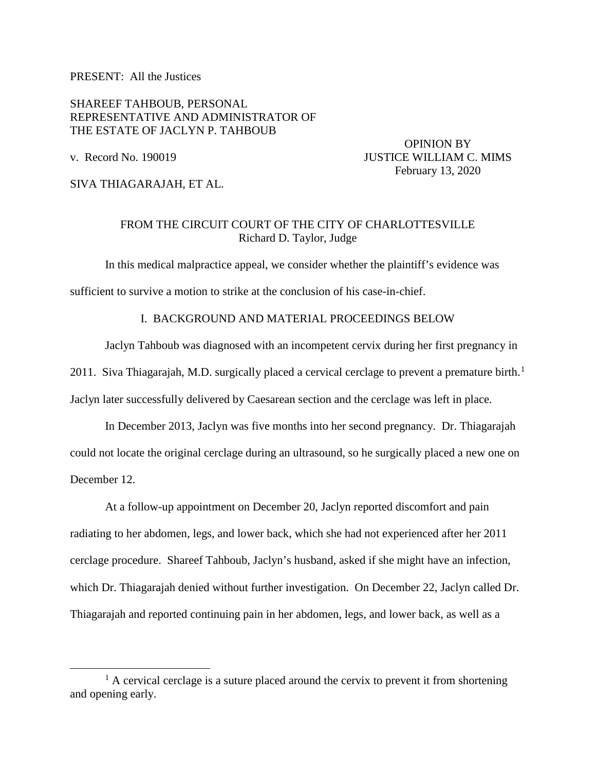PRESENT: All the Justices

SHAREEF TAHBOUB, PERSONAL REPRESENTATIVE AND ADMINISTRATOR OF THE ESTATE OF JACLYN P. TAHBOUB

v. Record No. 190019

OPINION BY JUSTICE WILLIAM C. MIMS
February 13, 2020

SIVA THIAGARAJAH, ET AL.

FROM THE CIRCUIT COURT OF THE CITY OF CHARLOTTESVILLE
Richard D. Taylor, Judge

In this medical malpractice appeal, we consider whether the plaintiff's evidence was sufficient to survive a motion to strike at the conclusion of his case-in-chief.

## I. BACKGROUND AND MATERIAL PROCEEDINGS BELOW

Jaclyn Tahboub was diagnosed with an incompetent cervix during her first pregnancy in 2011. Siva Thiagarajah, M.D. surgically placed a cervical cerclage to prevent a premature birth.[1] Jaclyn later successfully delivered by Caesarean section and the cerclage was left in place.

In December 2013, Jaclyn was five months into her second pregnancy. Dr. Thiagarajah could not locate the original cerclage during an ultrasound, so he surgically placed a new one on December 12.

At a follow-up appointment on December 20, Jaclyn reported discomfort and pain radiating to her abdomen, legs, and lower back, which she had not experienced after her 2011 cerclage procedure. Shareef Tahboub, Jaclyn's husband, asked if she might have an infection, which Dr. Thiagarajah denied without further investigation. On December 22, Jaclyn called Dr. Thiagarajah and reported continuing pain in her abdomen, legs, and lower back, as well as a

[1] A cervical cerclage is a suture placed around the cervix to prevent it from shortening and opening early.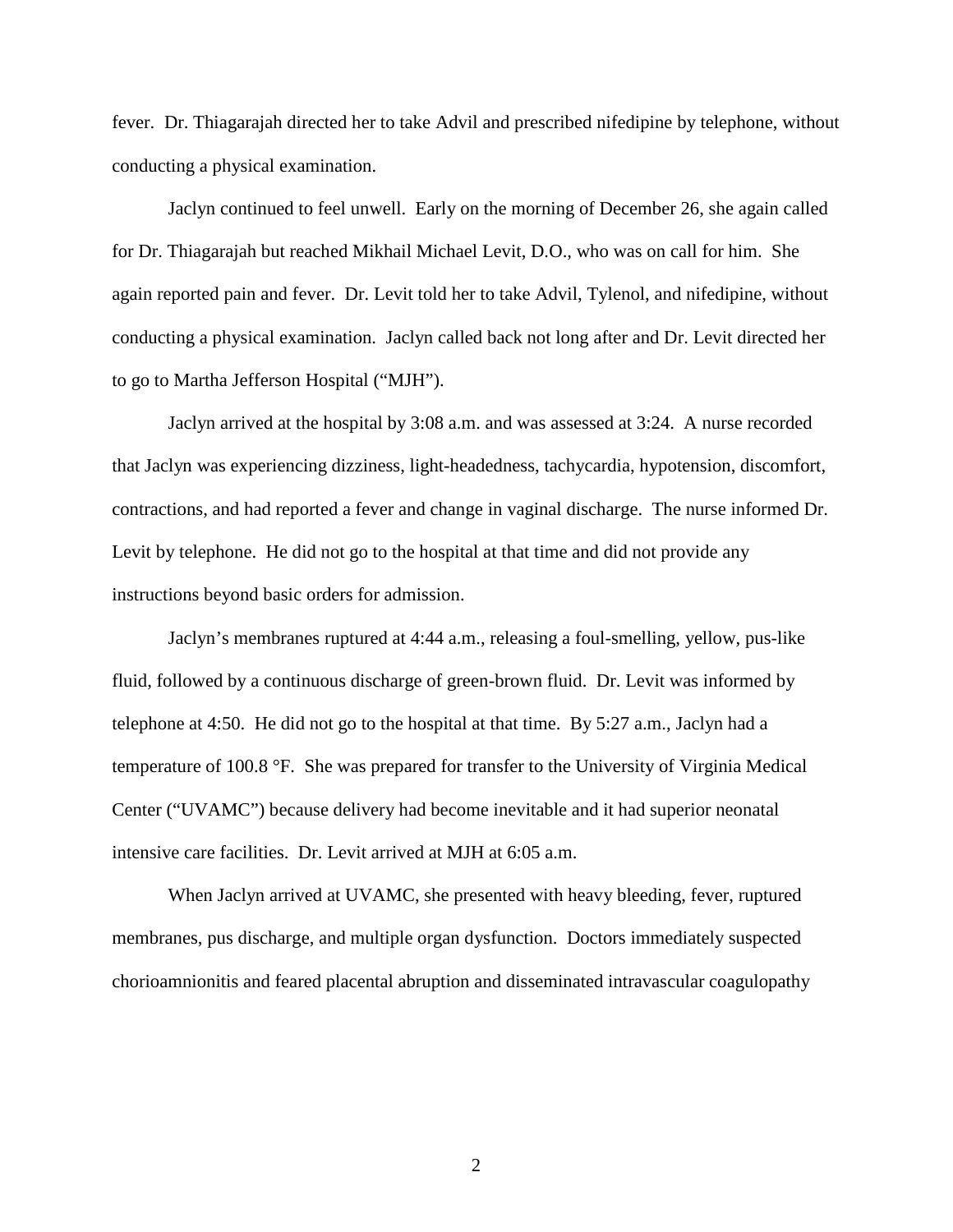fever. Dr. Thiagarajah directed her to take Advil and prescribed nifedipine by telephone, without conducting a physical examination.

Jaclyn continued to feel unwell. Early on the morning of December 26, she again called for Dr. Thiagarajah but reached Mikhail Michael Levit, D.O., who was on call for him. She again reported pain and fever. Dr. Levit told her to take Advil, Tylenol, and nifedipine, without conducting a physical examination. Jaclyn called back not long after and Dr. Levit directed her to go to Martha Jefferson Hospital ("MJH").

Jaclyn arrived at the hospital by 3:08 a.m. and was assessed at 3:24. A nurse recorded that Jaclyn was experiencing dizziness, light-headedness, tachycardia, hypotension, discomfort, contractions, and had reported a fever and change in vaginal discharge. The nurse informed Dr. Levit by telephone. He did not go to the hospital at that time and did not provide any instructions beyond basic orders for admission.

Jaclyn's membranes ruptured at 4:44 a.m., releasing a foul-smelling, yellow, pus-like fluid, followed by a continuous discharge of green-brown fluid. Dr. Levit was informed by telephone at 4:50. He did not go to the hospital at that time. By 5:27 a.m., Jaclyn had a temperature of 100.8 °F. She was prepared for transfer to the University of Virginia Medical Center ("UVAMC") because delivery had become inevitable and it had superior neonatal intensive care facilities. Dr. Levit arrived at MJH at 6:05 a.m.

When Jaclyn arrived at UVAMC, she presented with heavy bleeding, fever, ruptured membranes, pus discharge, and multiple organ dysfunction. Doctors immediately suspected chorioamnionitis and feared placental abruption and disseminated intravascular coagulopathy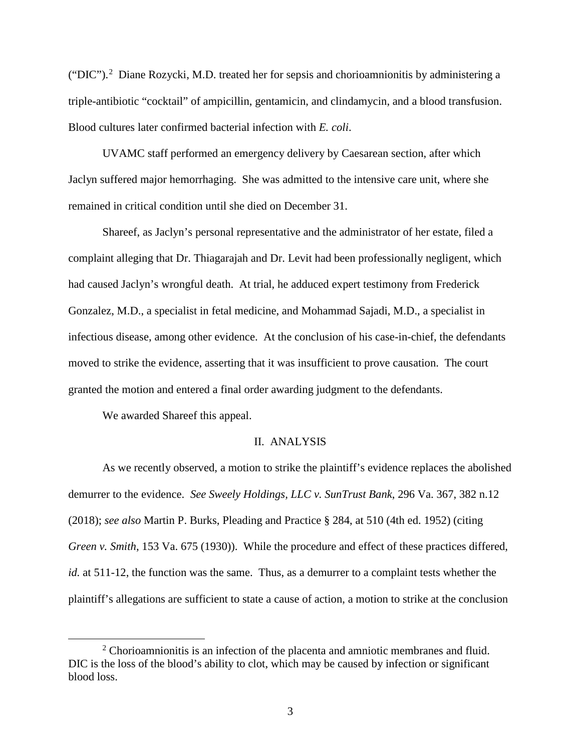("DIC").[2] Diane Rozycki, M.D. treated her for sepsis and chorioamnionitis by administering a triple-antibiotic "cocktail" of ampicillin, gentamicin, and clindamycin, and a blood transfusion. Blood cultures later confirmed bacterial infection with *E. coli*.

UVAMC staff performed an emergency delivery by Caesarean section, after which Jaclyn suffered major hemorrhaging. She was admitted to the intensive care unit, where she remained in critical condition until she died on December 31.

Shareef, as Jaclyn's personal representative and the administrator of her estate, filed a complaint alleging that Dr. Thiagarajah and Dr. Levit had been professionally negligent, which had caused Jaclyn's wrongful death. At trial, he adduced expert testimony from Frederick Gonzalez, M.D., a specialist in fetal medicine, and Mohammad Sajadi, M.D., a specialist in infectious disease, among other evidence. At the conclusion of his case-in-chief, the defendants moved to strike the evidence, asserting that it was insufficient to prove causation. The court granted the motion and entered a final order awarding judgment to the defendants.

We awarded Shareef this appeal.

## II. ANALYSIS

As we recently observed, a motion to strike the plaintiff's evidence replaces the abolished demurrer to the evidence. *See Sweely Holdings, LLC v. SunTrust Bank*, 296 Va. 367, 382 n.12 (2018); *see also* Martin P. Burks, Pleading and Practice § 284, at 510 (4th ed. 1952) (citing *Green v. Smith*, 153 Va. 675 (1930)). While the procedure and effect of these practices differed, *id.* at 511-12, the function was the same. Thus, as a demurrer to a complaint tests whether the plaintiff's allegations are sufficient to state a cause of action, a motion to strike at the conclusion

---

[2] Chorioamnionitis is an infection of the placenta and amniotic membranes and fluid. DIC is the loss of the blood's ability to clot, which may be caused by infection or significant blood loss.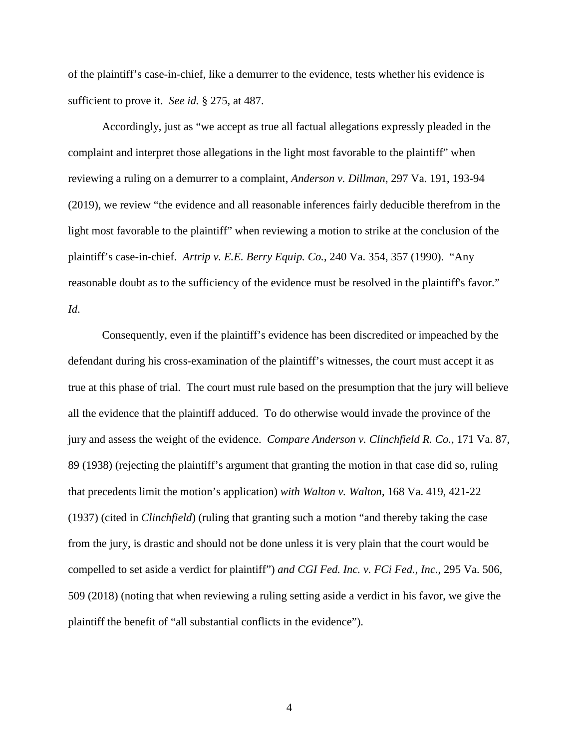of the plaintiff's case-in-chief, like a demurrer to the evidence, tests whether his evidence is sufficient to prove it. *See id.* § 275, at 487.

Accordingly, just as "we accept as true all factual allegations expressly pleaded in the complaint and interpret those allegations in the light most favorable to the plaintiff" when reviewing a ruling on a demurrer to a complaint, *Anderson v. Dillman*, 297 Va. 191, 193-94 (2019), we review "the evidence and all reasonable inferences fairly deducible therefrom in the light most favorable to the plaintiff" when reviewing a motion to strike at the conclusion of the plaintiff's case-in-chief. *Artrip v. E.E. Berry Equip. Co.*, 240 Va. 354, 357 (1990). "Any reasonable doubt as to the sufficiency of the evidence must be resolved in the plaintiff's favor." *Id.*

Consequently, even if the plaintiff's evidence has been discredited or impeached by the defendant during his cross-examination of the plaintiff's witnesses, the court must accept it as true at this phase of trial. The court must rule based on the presumption that the jury will believe all the evidence that the plaintiff adduced. To do otherwise would invade the province of the jury and assess the weight of the evidence. *Compare Anderson v. Clinchfield R. Co.*, 171 Va. 87, 89 (1938) (rejecting the plaintiff's argument that granting the motion in that case did so, ruling that precedents limit the motion's application) *with Walton v. Walton*, 168 Va. 419, 421-22 (1937) (cited in *Clinchfield*) (ruling that granting such a motion "and thereby taking the case from the jury, is drastic and should not be done unless it is very plain that the court would be compelled to set aside a verdict for plaintiff") *and CGI Fed. Inc. v. FCi Fed., Inc.*, 295 Va. 506, 509 (2018) (noting that when reviewing a ruling setting aside a verdict in his favor, we give the plaintiff the benefit of "all substantial conflicts in the evidence").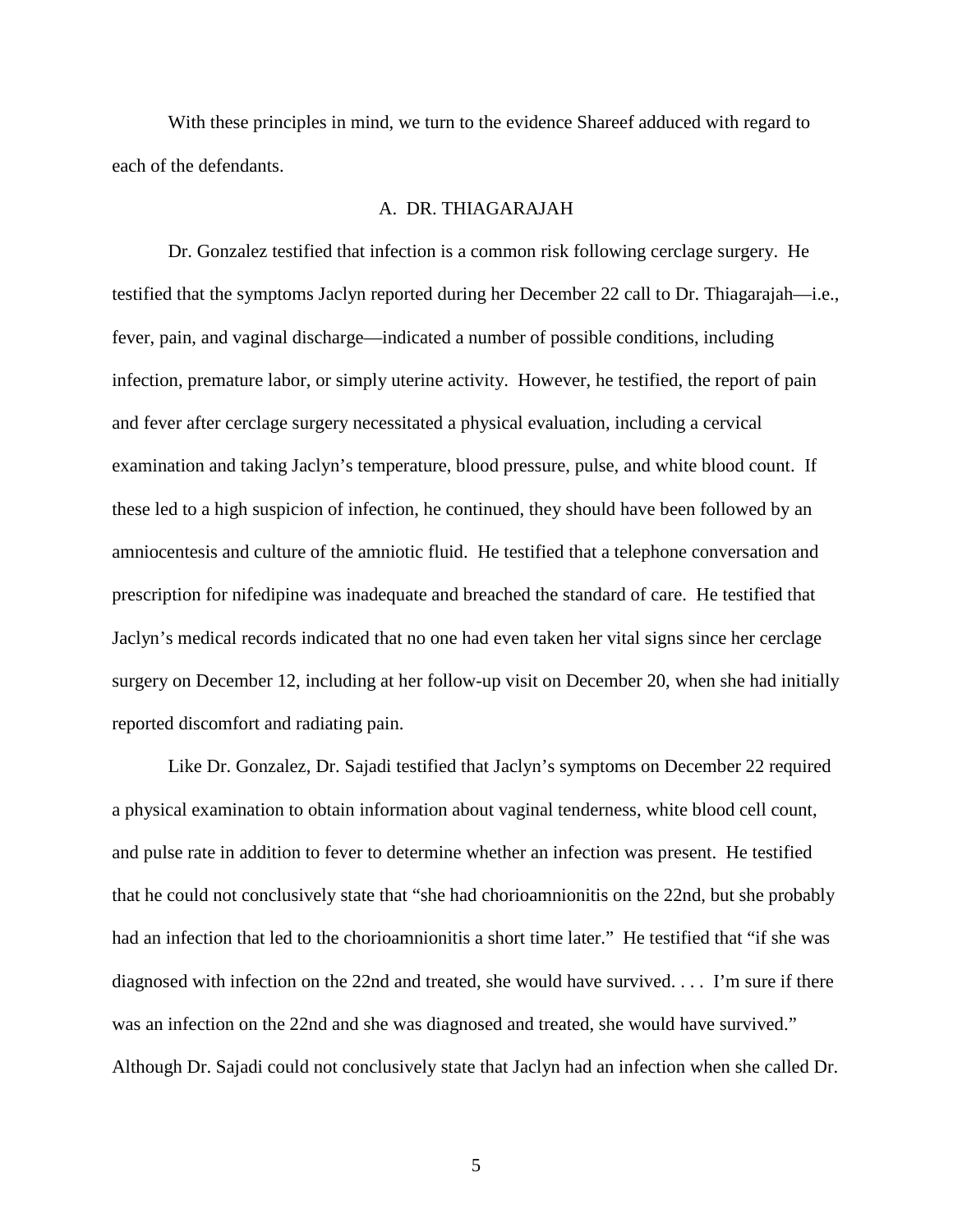With these principles in mind, we turn to the evidence Shareef adduced with regard to each of the defendants.

### A. DR. THIAGARAJAH

Dr. Gonzalez testified that infection is a common risk following cerclage surgery. He testified that the symptoms Jaclyn reported during her December 22 call to Dr. Thiagarajah—i.e., fever, pain, and vaginal discharge—indicated a number of possible conditions, including infection, premature labor, or simply uterine activity. However, he testified, the report of pain and fever after cerclage surgery necessitated a physical evaluation, including a cervical examination and taking Jaclyn's temperature, blood pressure, pulse, and white blood count. If these led to a high suspicion of infection, he continued, they should have been followed by an amniocentesis and culture of the amniotic fluid. He testified that a telephone conversation and prescription for nifedipine was inadequate and breached the standard of care. He testified that Jaclyn's medical records indicated that no one had even taken her vital signs since her cerclage surgery on December 12, including at her follow-up visit on December 20, when she had initially reported discomfort and radiating pain.

Like Dr. Gonzalez, Dr. Sajadi testified that Jaclyn's symptoms on December 22 required a physical examination to obtain information about vaginal tenderness, white blood cell count, and pulse rate in addition to fever to determine whether an infection was present. He testified that he could not conclusively state that "she had chorioamnionitis on the 22nd, but she probably had an infection that led to the chorioamnionitis a short time later." He testified that "if she was diagnosed with infection on the 22nd and treated, she would have survived. . . . I'm sure if there was an infection on the 22nd and she was diagnosed and treated, she would have survived." Although Dr. Sajadi could not conclusively state that Jaclyn had an infection when she called Dr.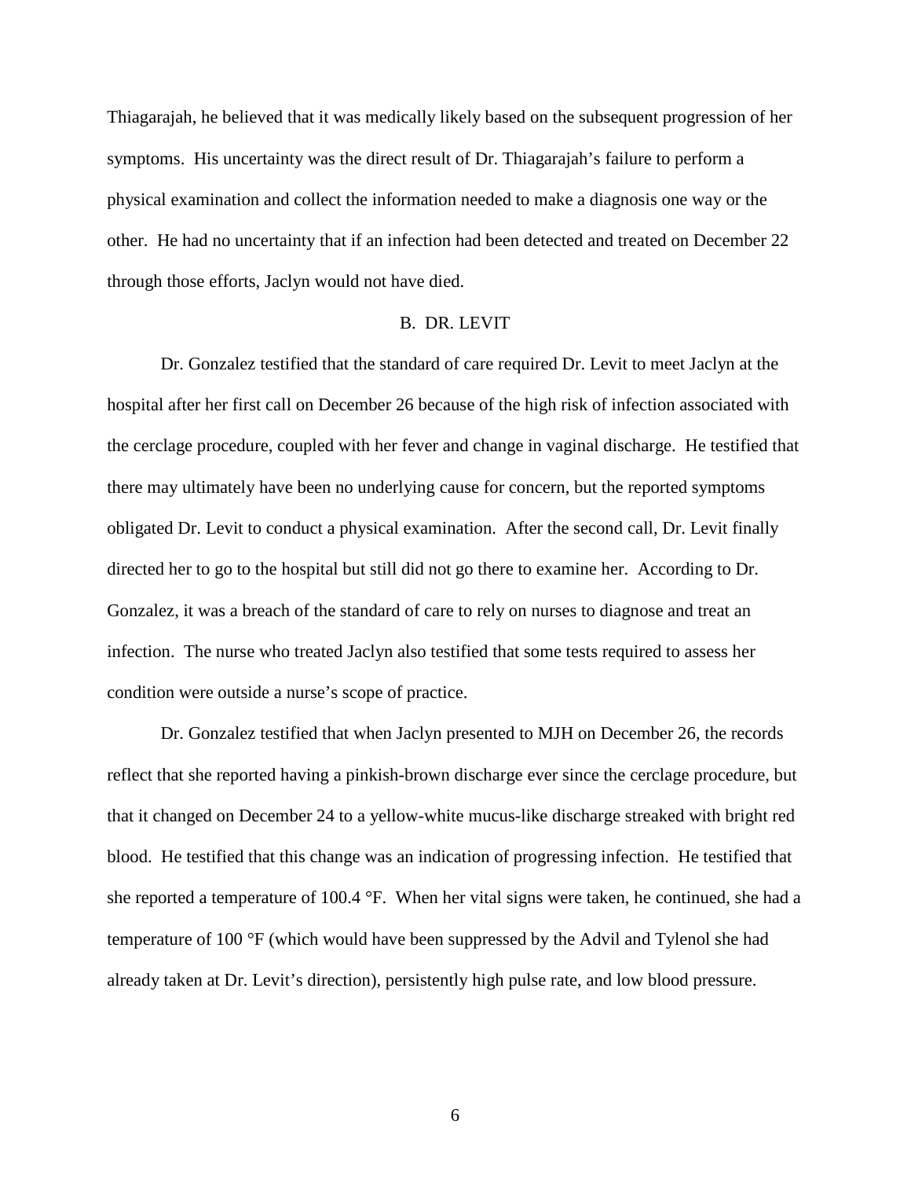Thiagarajah, he believed that it was medically likely based on the subsequent progression of her symptoms. His uncertainty was the direct result of Dr. Thiagarajah's failure to perform a physical examination and collect the information needed to make a diagnosis one way or the other. He had no uncertainty that if an infection had been detected and treated on December 22 through those efforts, Jaclyn would not have died.

## B. DR. LEVIT

Dr. Gonzalez testified that the standard of care required Dr. Levit to meet Jaclyn at the hospital after her first call on December 26 because of the high risk of infection associated with the cerclage procedure, coupled with her fever and change in vaginal discharge. He testified that there may ultimately have been no underlying cause for concern, but the reported symptoms obligated Dr. Levit to conduct a physical examination. After the second call, Dr. Levit finally directed her to go to the hospital but still did not go there to examine her. According to Dr. Gonzalez, it was a breach of the standard of care to rely on nurses to diagnose and treat an infection. The nurse who treated Jaclyn also testified that some tests required to assess her condition were outside a nurse's scope of practice.

Dr. Gonzalez testified that when Jaclyn presented to MJH on December 26, the records reflect that she reported having a pinkish-brown discharge ever since the cerclage procedure, but that it changed on December 24 to a yellow-white mucus-like discharge streaked with bright red blood. He testified that this change was an indication of progressing infection. He testified that she reported a temperature of 100.4 °F. When her vital signs were taken, he continued, she had a temperature of 100 °F (which would have been suppressed by the Advil and Tylenol she had already taken at Dr. Levit's direction), persistently high pulse rate, and low blood pressure.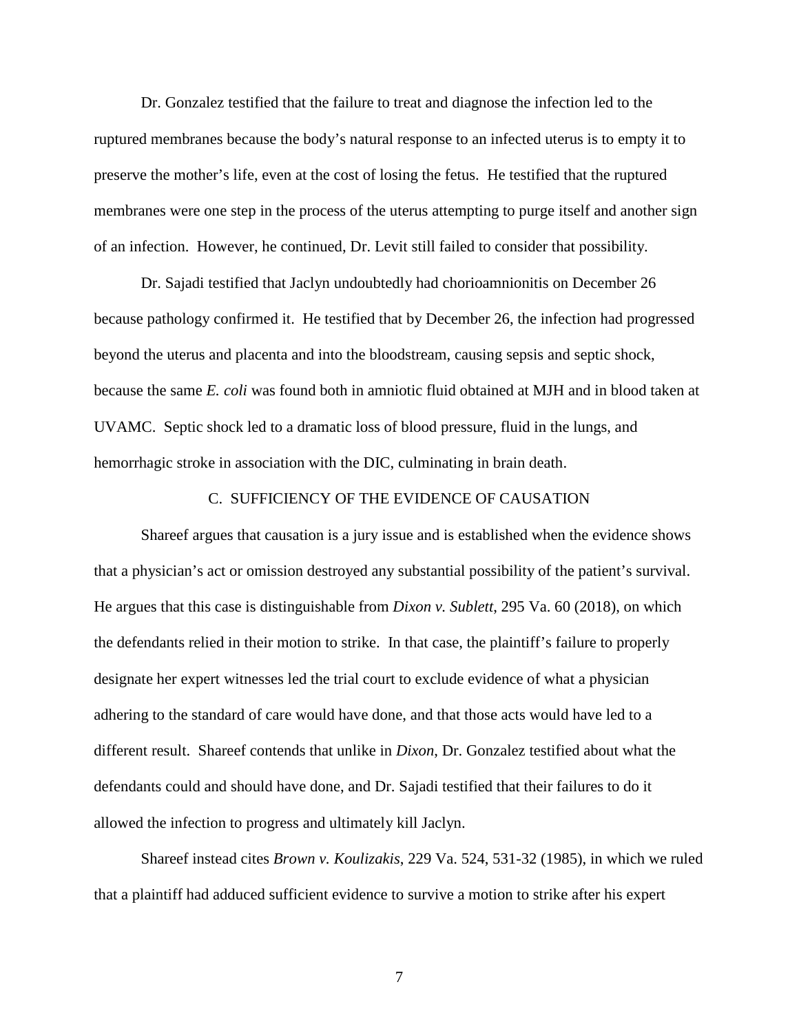Dr. Gonzalez testified that the failure to treat and diagnose the infection led to the ruptured membranes because the body's natural response to an infected uterus is to empty it to preserve the mother's life, even at the cost of losing the fetus. He testified that the ruptured membranes were one step in the process of the uterus attempting to purge itself and another sign of an infection. However, he continued, Dr. Levit still failed to consider that possibility.

Dr. Sajadi testified that Jaclyn undoubtedly had chorioamnionitis on December 26 because pathology confirmed it. He testified that by December 26, the infection had progressed beyond the uterus and placenta and into the bloodstream, causing sepsis and septic shock, because the same *E. coli* was found both in amniotic fluid obtained at MJH and in blood taken at UVAMC. Septic shock led to a dramatic loss of blood pressure, fluid in the lungs, and hemorrhagic stroke in association with the DIC, culminating in brain death.

## C. SUFFICIENCY OF THE EVIDENCE OF CAUSATION

Shareef argues that causation is a jury issue and is established when the evidence shows that a physician's act or omission destroyed any substantial possibility of the patient's survival. He argues that this case is distinguishable from *Dixon v. Sublett*, 295 Va. 60 (2018), on which the defendants relied in their motion to strike. In that case, the plaintiff's failure to properly designate her expert witnesses led the trial court to exclude evidence of what a physician adhering to the standard of care would have done, and that those acts would have led to a different result. Shareef contends that unlike in *Dixon*, Dr. Gonzalez testified about what the defendants could and should have done, and Dr. Sajadi testified that their failures to do it allowed the infection to progress and ultimately kill Jaclyn.

Shareef instead cites *Brown v. Koulizakis*, 229 Va. 524, 531-32 (1985), in which we ruled that a plaintiff had adduced sufficient evidence to survive a motion to strike after his expert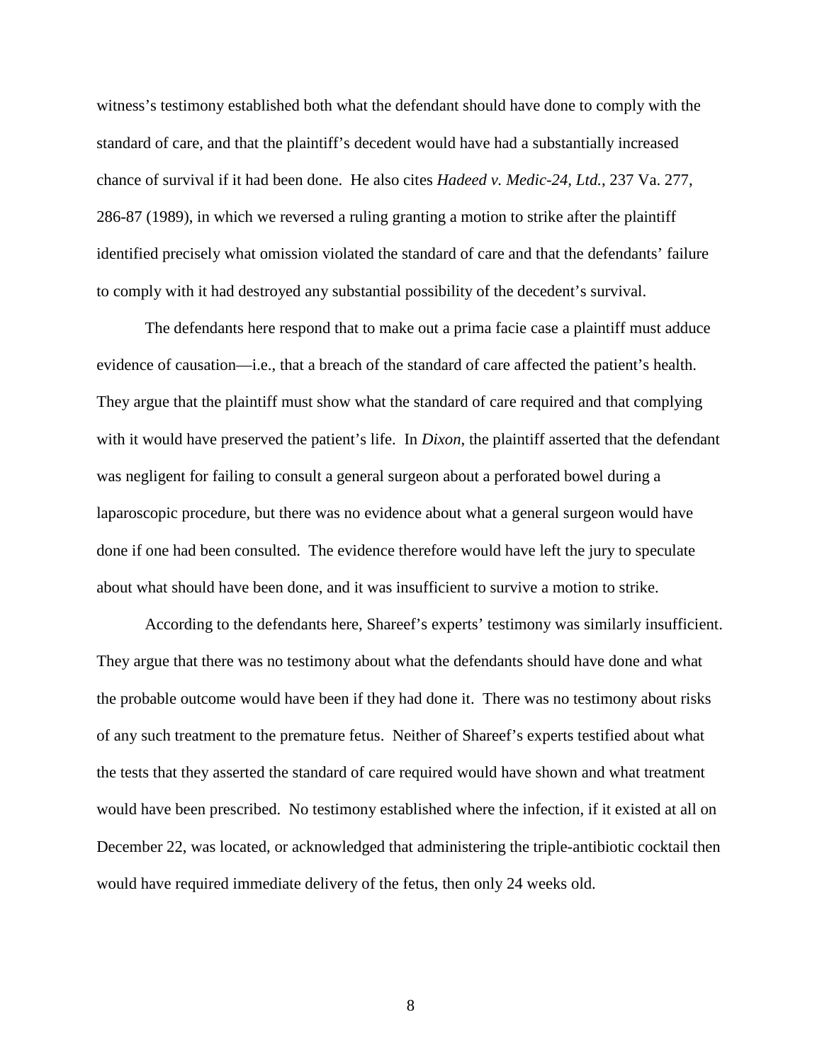witness's testimony established both what the defendant should have done to comply with the standard of care, and that the plaintiff's decedent would have had a substantially increased chance of survival if it had been done. He also cites *Hadeed v. Medic-24, Ltd.*, 237 Va. 277, 286-87 (1989), in which we reversed a ruling granting a motion to strike after the plaintiff identified precisely what omission violated the standard of care and that the defendants' failure to comply with it had destroyed any substantial possibility of the decedent's survival.

The defendants here respond that to make out a prima facie case a plaintiff must adduce evidence of causation—i.e., that a breach of the standard of care affected the patient's health. They argue that the plaintiff must show what the standard of care required and that complying with it would have preserved the patient's life. In *Dixon*, the plaintiff asserted that the defendant was negligent for failing to consult a general surgeon about a perforated bowel during a laparoscopic procedure, but there was no evidence about what a general surgeon would have done if one had been consulted. The evidence therefore would have left the jury to speculate about what should have been done, and it was insufficient to survive a motion to strike.

According to the defendants here, Shareef's experts' testimony was similarly insufficient. They argue that there was no testimony about what the defendants should have done and what the probable outcome would have been if they had done it. There was no testimony about risks of any such treatment to the premature fetus. Neither of Shareef's experts testified about what the tests that they asserted the standard of care required would have shown and what treatment would have been prescribed. No testimony established where the infection, if it existed at all on December 22, was located, or acknowledged that administering the triple-antibiotic cocktail then would have required immediate delivery of the fetus, then only 24 weeks old.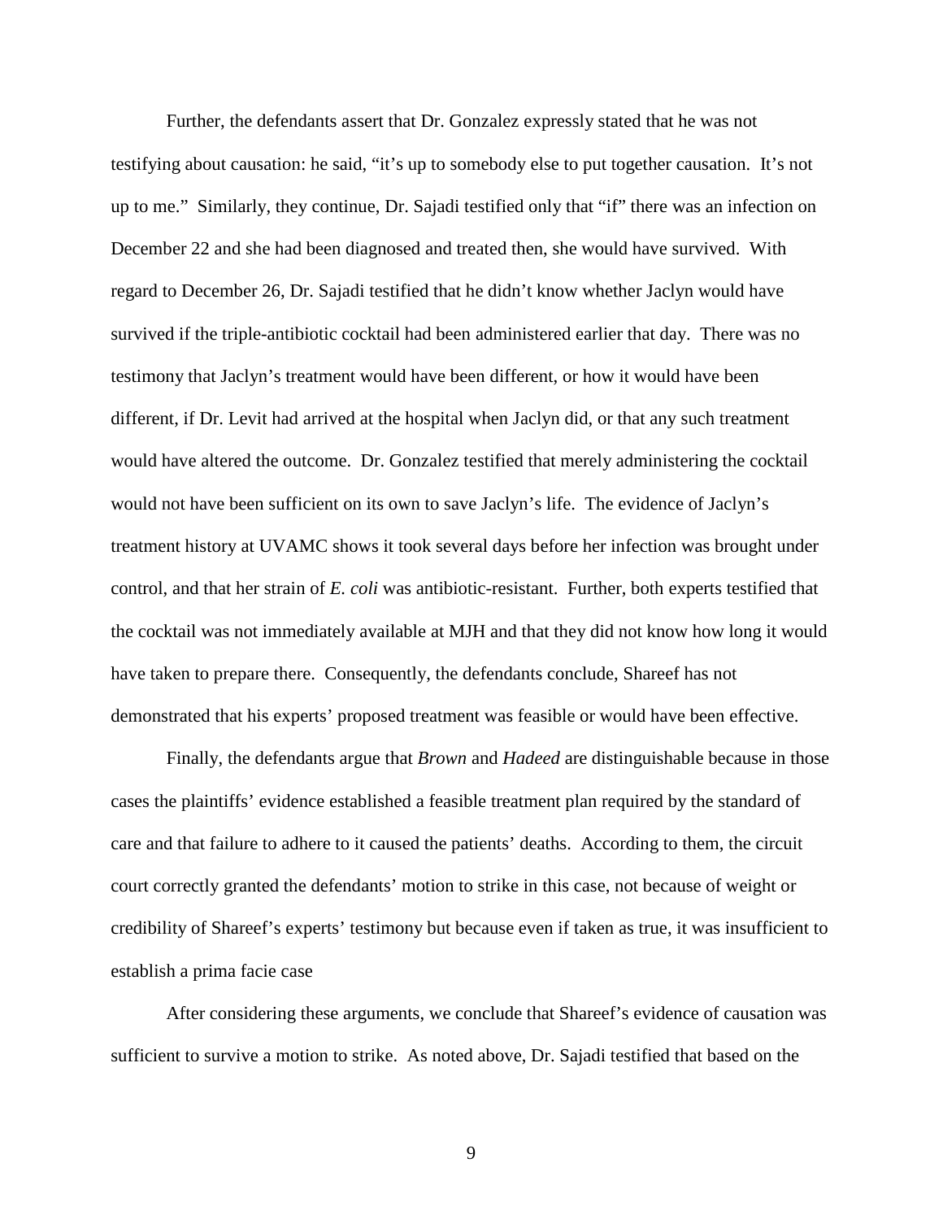Further, the defendants assert that Dr. Gonzalez expressly stated that he was not testifying about causation: he said, "it's up to somebody else to put together causation. It's not up to me." Similarly, they continue, Dr. Sajadi testified only that "if" there was an infection on December 22 and she had been diagnosed and treated then, she would have survived. With regard to December 26, Dr. Sajadi testified that he didn't know whether Jaclyn would have survived if the triple-antibiotic cocktail had been administered earlier that day. There was no testimony that Jaclyn's treatment would have been different, or how it would have been different, if Dr. Levit had arrived at the hospital when Jaclyn did, or that any such treatment would have altered the outcome. Dr. Gonzalez testified that merely administering the cocktail would not have been sufficient on its own to save Jaclyn's life. The evidence of Jaclyn's treatment history at UVAMC shows it took several days before her infection was brought under control, and that her strain of *E. coli* was antibiotic-resistant. Further, both experts testified that the cocktail was not immediately available at MJH and that they did not know how long it would have taken to prepare there. Consequently, the defendants conclude, Shareef has not demonstrated that his experts' proposed treatment was feasible or would have been effective.

Finally, the defendants argue that *Brown* and *Hadeed* are distinguishable because in those cases the plaintiffs' evidence established a feasible treatment plan required by the standard of care and that failure to adhere to it caused the patients' deaths. According to them, the circuit court correctly granted the defendants' motion to strike in this case, not because of weight or credibility of Shareef's experts' testimony but because even if taken as true, it was insufficient to establish a prima facie case

After considering these arguments, we conclude that Shareef's evidence of causation was sufficient to survive a motion to strike. As noted above, Dr. Sajadi testified that based on the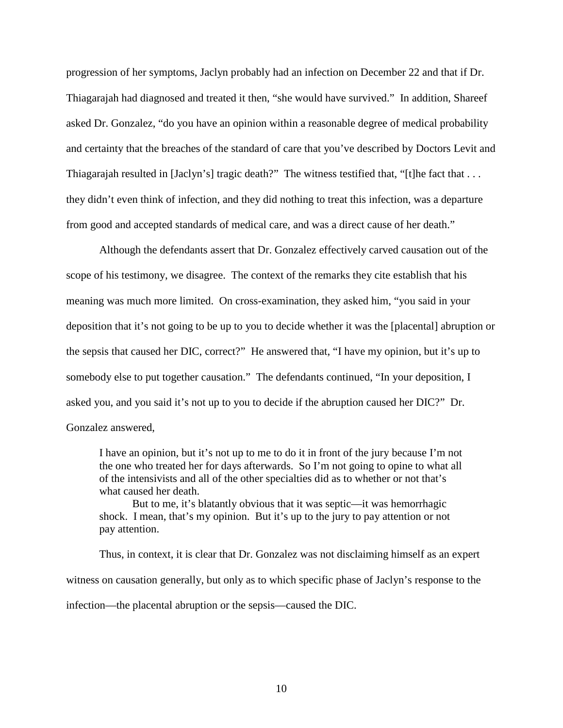progression of her symptoms, Jaclyn probably had an infection on December 22 and that if Dr. Thiagarajah had diagnosed and treated it then, "she would have survived." In addition, Shareef asked Dr. Gonzalez, "do you have an opinion within a reasonable degree of medical probability and certainty that the breaches of the standard of care that you've described by Doctors Levit and Thiagarajah resulted in [Jaclyn's] tragic death?" The witness testified that, "[t]he fact that . . . they didn't even think of infection, and they did nothing to treat this infection, was a departure from good and accepted standards of medical care, and was a direct cause of her death."

Although the defendants assert that Dr. Gonzalez effectively carved causation out of the scope of his testimony, we disagree. The context of the remarks they cite establish that his meaning was much more limited. On cross-examination, they asked him, "you said in your deposition that it's not going to be up to you to decide whether it was the [placental] abruption or the sepsis that caused her DIC, correct?" He answered that, "I have my opinion, but it's up to somebody else to put together causation." The defendants continued, "In your deposition, I asked you, and you said it's not up to you to decide if the abruption caused her DIC?" Dr. Gonzalez answered,

> I have an opinion, but it's not up to me to do it in front of the jury because I'm not the one who treated her for days afterwards. So I'm not going to opine to what all of the intensivists and all of the other specialties did as to whether or not that's what caused her death.
>
> But to me, it's blatantly obvious that it was septic—it was hemorrhagic shock. I mean, that's my opinion. But it's up to the jury to pay attention or not pay attention.

Thus, in context, it is clear that Dr. Gonzalez was not disclaiming himself as an expert witness on causation generally, but only as to which specific phase of Jaclyn's response to the infection—the placental abruption or the sepsis—caused the DIC.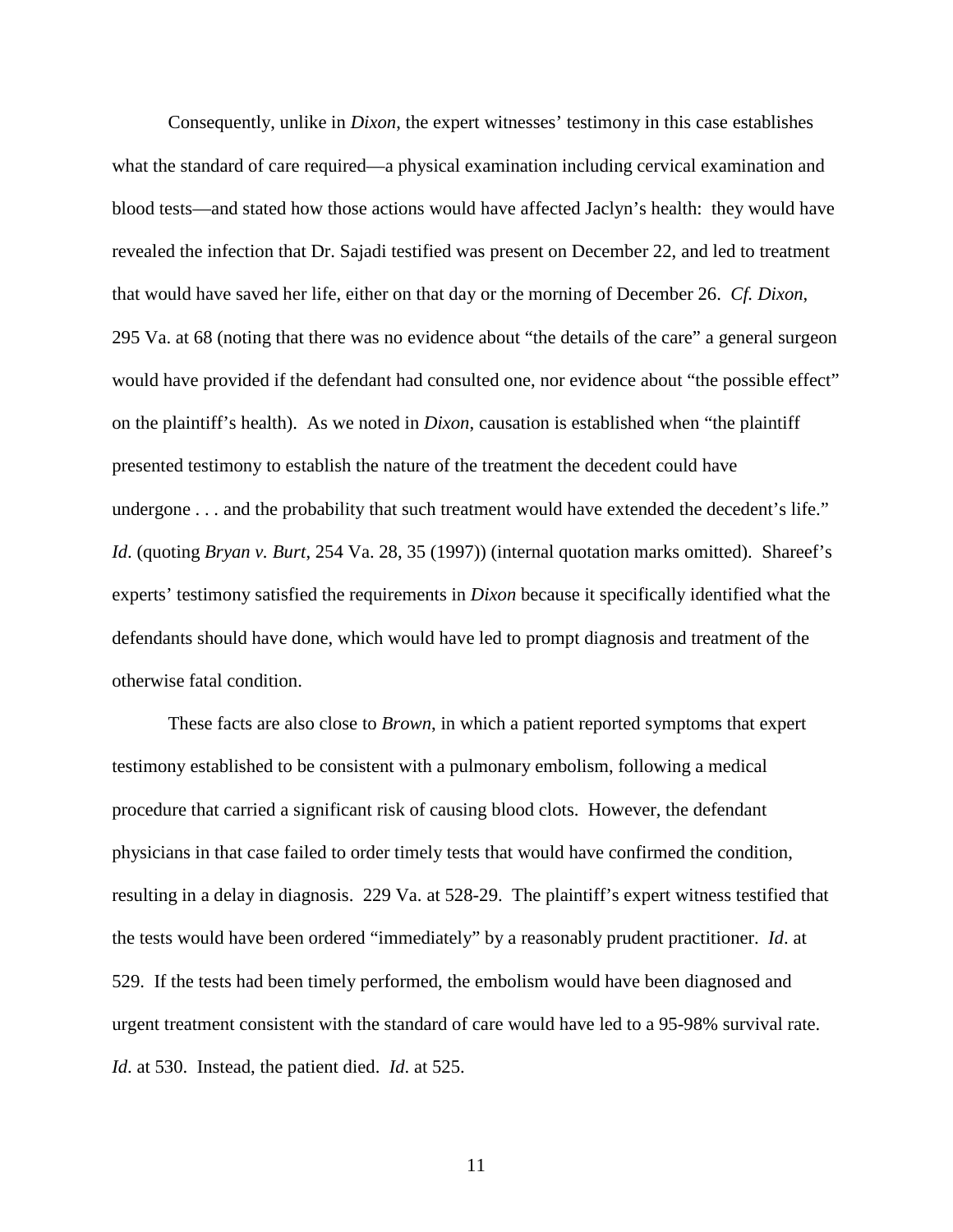Consequently, unlike in *Dixon*, the expert witnesses' testimony in this case establishes what the standard of care required—a physical examination including cervical examination and blood tests—and stated how those actions would have affected Jaclyn's health: they would have revealed the infection that Dr. Sajadi testified was present on December 22, and led to treatment that would have saved her life, either on that day or the morning of December 26. *Cf. Dixon*, 295 Va. at 68 (noting that there was no evidence about "the details of the care" a general surgeon would have provided if the defendant had consulted one, nor evidence about "the possible effect" on the plaintiff's health). As we noted in *Dixon*, causation is established when "the plaintiff presented testimony to establish the nature of the treatment the decedent could have undergone . . . and the probability that such treatment would have extended the decedent's life." *Id*. (quoting *Bryan v. Burt*, 254 Va. 28, 35 (1997)) (internal quotation marks omitted). Shareef's experts' testimony satisfied the requirements in *Dixon* because it specifically identified what the defendants should have done, which would have led to prompt diagnosis and treatment of the otherwise fatal condition.

These facts are also close to *Brown*, in which a patient reported symptoms that expert testimony established to be consistent with a pulmonary embolism, following a medical procedure that carried a significant risk of causing blood clots. However, the defendant physicians in that case failed to order timely tests that would have confirmed the condition, resulting in a delay in diagnosis. 229 Va. at 528-29. The plaintiff's expert witness testified that the tests would have been ordered "immediately" by a reasonably prudent practitioner. *Id*. at 529. If the tests had been timely performed, the embolism would have been diagnosed and urgent treatment consistent with the standard of care would have led to a 95-98% survival rate. *Id*. at 530. Instead, the patient died. *Id*. at 525.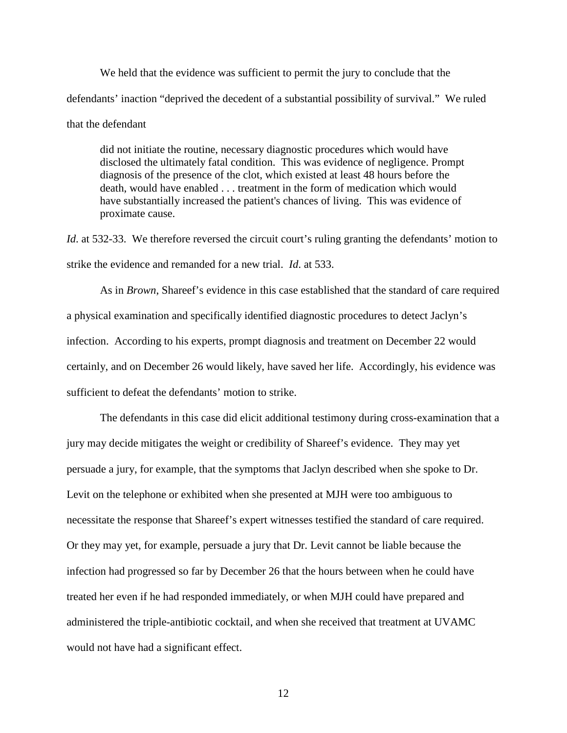We held that the evidence was sufficient to permit the jury to conclude that the defendants' inaction "deprived the decedent of a substantial possibility of survival." We ruled that the defendant

> did not initiate the routine, necessary diagnostic procedures which would have disclosed the ultimately fatal condition. This was evidence of negligence. Prompt diagnosis of the presence of the clot, which existed at least 48 hours before the death, would have enabled . . . treatment in the form of medication which would have substantially increased the patient's chances of living. This was evidence of proximate cause.

*Id*. at 532-33. We therefore reversed the circuit court's ruling granting the defendants' motion to strike the evidence and remanded for a new trial. *Id*. at 533.

As in *Brown*, Shareef's evidence in this case established that the standard of care required a physical examination and specifically identified diagnostic procedures to detect Jaclyn's infection. According to his experts, prompt diagnosis and treatment on December 22 would certainly, and on December 26 would likely, have saved her life. Accordingly, his evidence was sufficient to defeat the defendants' motion to strike.

The defendants in this case did elicit additional testimony during cross-examination that a jury may decide mitigates the weight or credibility of Shareef's evidence. They may yet persuade a jury, for example, that the symptoms that Jaclyn described when she spoke to Dr. Levit on the telephone or exhibited when she presented at MJH were too ambiguous to necessitate the response that Shareef's expert witnesses testified the standard of care required. Or they may yet, for example, persuade a jury that Dr. Levit cannot be liable because the infection had progressed so far by December 26 that the hours between when he could have treated her even if he had responded immediately, or when MJH could have prepared and administered the triple-antibiotic cocktail, and when she received that treatment at UVAMC would not have had a significant effect.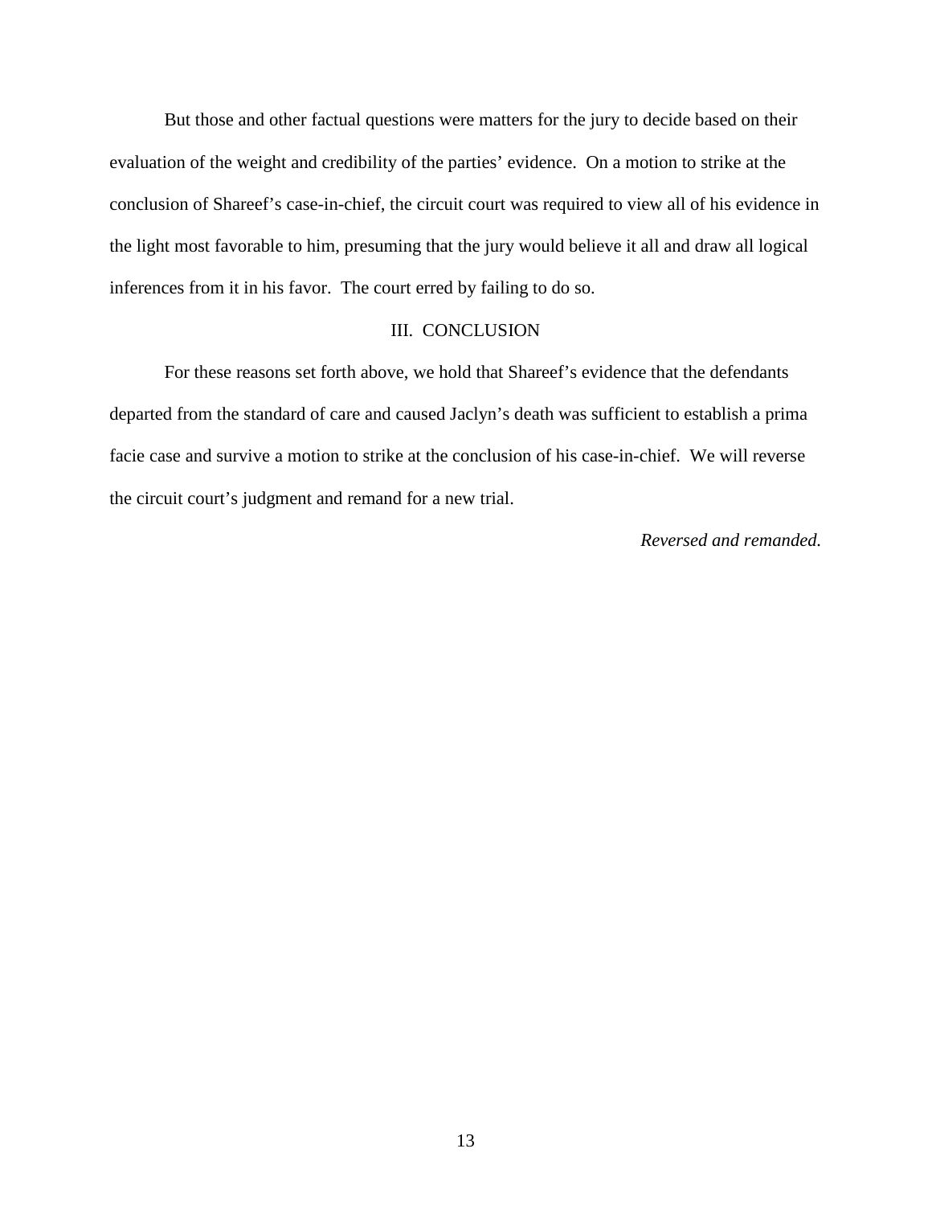But those and other factual questions were matters for the jury to decide based on their evaluation of the weight and credibility of the parties' evidence. On a motion to strike at the conclusion of Shareef's case-in-chief, the circuit court was required to view all of his evidence in the light most favorable to him, presuming that the jury would believe it all and draw all logical inferences from it in his favor. The court erred by failing to do so.

## III. CONCLUSION

For these reasons set forth above, we hold that Shareef's evidence that the defendants departed from the standard of care and caused Jaclyn's death was sufficient to establish a prima facie case and survive a motion to strike at the conclusion of his case-in-chief. We will reverse the circuit court's judgment and remand for a new trial.

*Reversed and remanded.*